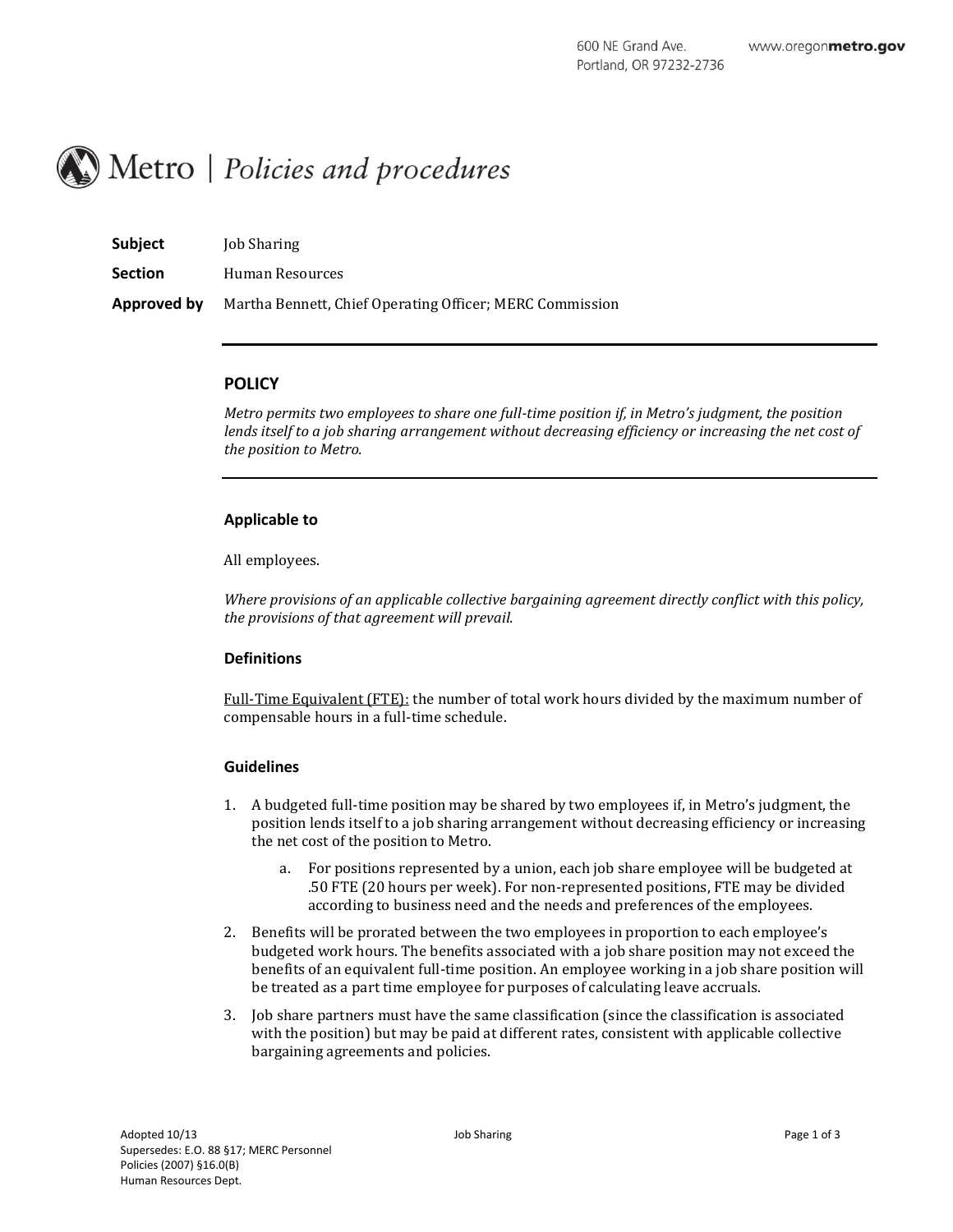# Metro | *Policies and procedures*

**Subject** Job Sharing

**Section** Human Resources

**Approved by** Martha Bennett, Chief Operating Officer; MERC Commission

---

## POLICY

*Metro permits two employees to share one full-time position if, in Metro's judgment, the position lends itself to a job sharing arrangement without decreasing efficiency or increasing the net cost of the position to Metro.*

---

### Applicable to

All employees.

*Where provisions of an applicable collective bargaining agreement directly conflict with this policy, the provisions of that agreement will prevail.*

### Definitions

<u>Full-Time Equivalent (FTE):</u> the number of total work hours divided by the maximum number of compensable hours in a full-time schedule.

### Guidelines

1. A budgeted full-time position may be shared by two employees if, in Metro's judgment, the position lends itself to a job sharing arrangement without decreasing efficiency or increasing the net cost of the position to Metro.
    a. For positions represented by a union, each job share employee will be budgeted at .50 FTE (20 hours per week). For non-represented positions, FTE may be divided according to business need and the needs and preferences of the employees.
2. Benefits will be prorated between the two employees in proportion to each employee's budgeted work hours. The benefits associated with a job share position may not exceed the benefits of an equivalent full-time position. An employee working in a job share position will be treated as a part time employee for purposes of calculating leave accruals.
3. Job share partners must have the same classification (since the classification is associated with the position) but may be paid at different rates, consistent with applicable collective bargaining agreements and policies.

Adopted 10/13
Supersedes: E.O. 88 §17; MERC Personnel Policies (2007) §16.0(B)
Human Resources Dept.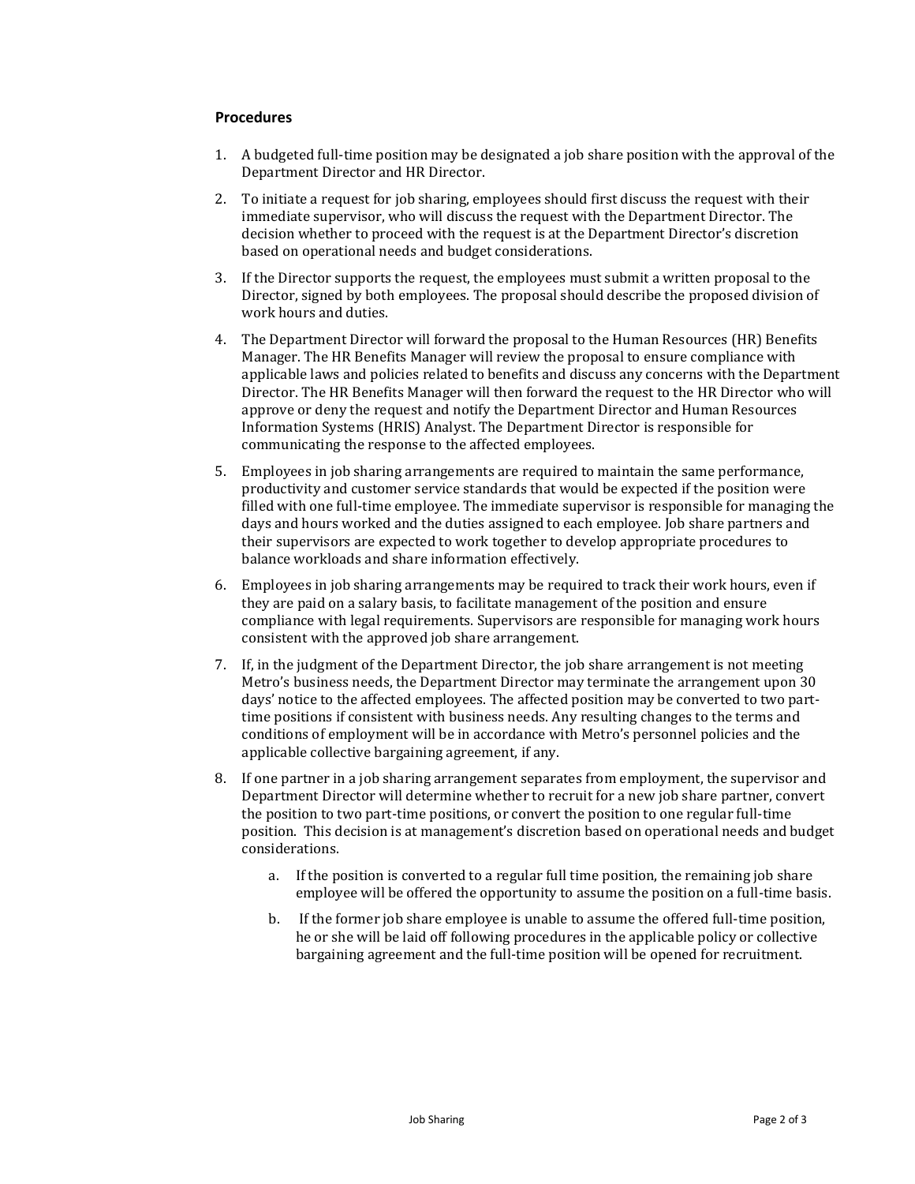### Procedures

1. A budgeted full-time position may be designated a job share position with the approval of the Department Director and HR Director.
2. To initiate a request for job sharing, employees should first discuss the request with their immediate supervisor, who will discuss the request with the Department Director. The decision whether to proceed with the request is at the Department Director's discretion based on operational needs and budget considerations.
3. If the Director supports the request, the employees must submit a written proposal to the Director, signed by both employees. The proposal should describe the proposed division of work hours and duties.
4. The Department Director will forward the proposal to the Human Resources (HR) Benefits Manager. The HR Benefits Manager will review the proposal to ensure compliance with applicable laws and policies related to benefits and discuss any concerns with the Department Director. The HR Benefits Manager will then forward the request to the HR Director who will approve or deny the request and notify the Department Director and Human Resources Information Systems (HRIS) Analyst. The Department Director is responsible for communicating the response to the affected employees.
5. Employees in job sharing arrangements are required to maintain the same performance, productivity and customer service standards that would be expected if the position were filled with one full-time employee. The immediate supervisor is responsible for managing the days and hours worked and the duties assigned to each employee. Job share partners and their supervisors are expected to work together to develop appropriate procedures to balance workloads and share information effectively.
6. Employees in job sharing arrangements may be required to track their work hours, even if they are paid on a salary basis, to facilitate management of the position and ensure compliance with legal requirements. Supervisors are responsible for managing work hours consistent with the approved job share arrangement.
7. If, in the judgment of the Department Director, the job share arrangement is not meeting Metro's business needs, the Department Director may terminate the arrangement upon 30 days' notice to the affected employees. The affected position may be converted to two part-time positions if consistent with business needs. Any resulting changes to the terms and conditions of employment will be in accordance with Metro's personnel policies and the applicable collective bargaining agreement, if any.
8. If one partner in a job sharing arrangement separates from employment, the supervisor and Department Director will determine whether to recruit for a new job share partner, convert the position to two part-time positions, or convert the position to one regular full-time position. This decision is at management's discretion based on operational needs and budget considerations.
    a. If the position is converted to a regular full time position, the remaining job share employee will be offered the opportunity to assume the position on a full-time basis.
    b. If the former job share employee is unable to assume the offered full-time position, he or she will be laid off following procedures in the applicable policy or collective bargaining agreement and the full-time position will be opened for recruitment.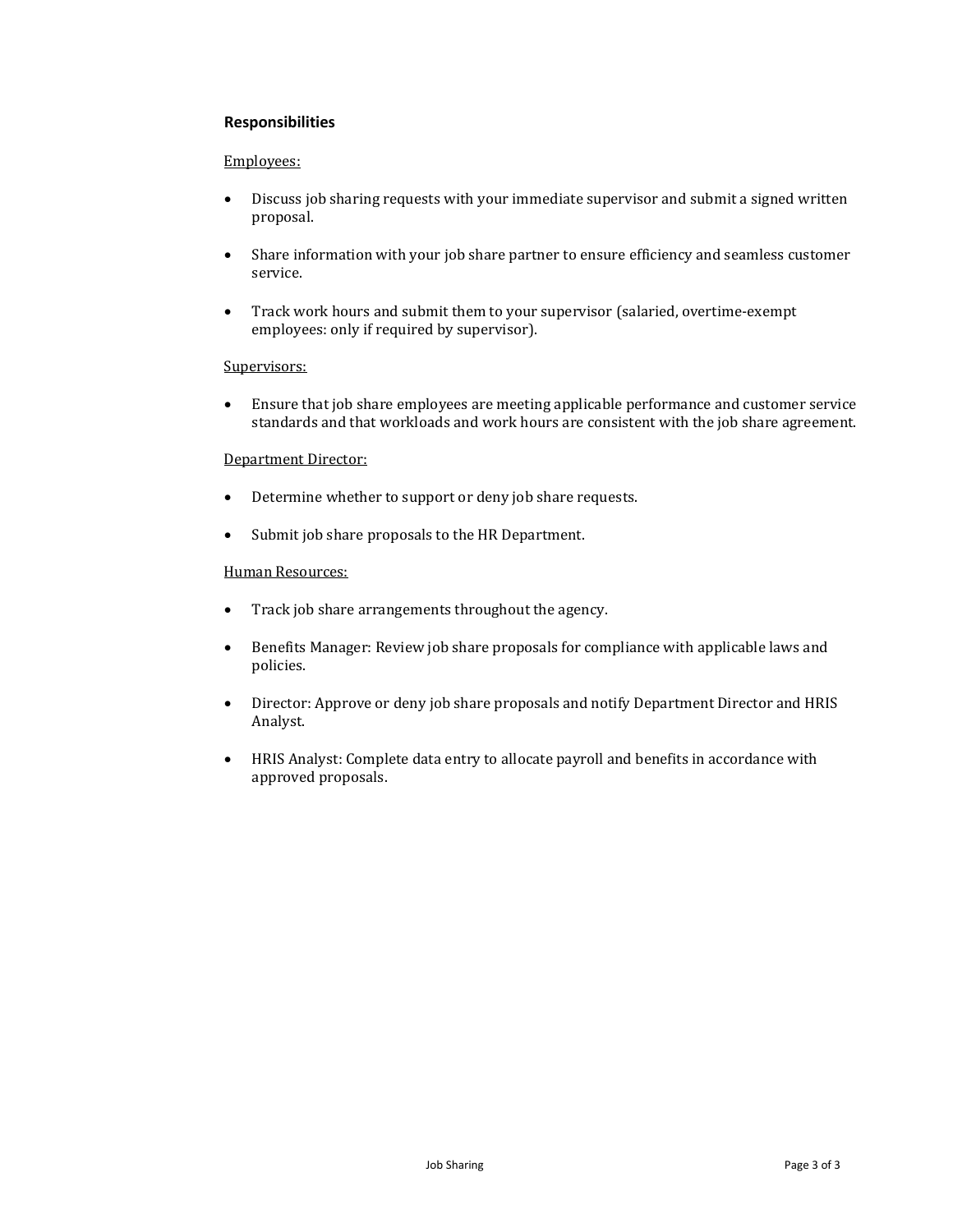## Responsibilities

Employees:

- Discuss job sharing requests with your immediate supervisor and submit a signed written proposal.
- Share information with your job share partner to ensure efficiency and seamless customer service.
- Track work hours and submit them to your supervisor (salaried, overtime-exempt employees: only if required by supervisor).

Supervisors:

- Ensure that job share employees are meeting applicable performance and customer service standards and that workloads and work hours are consistent with the job share agreement.

Department Director:

- Determine whether to support or deny job share requests.
- Submit job share proposals to the HR Department.

Human Resources:

- Track job share arrangements throughout the agency.
- Benefits Manager: Review job share proposals for compliance with applicable laws and policies.
- Director: Approve or deny job share proposals and notify Department Director and HRIS Analyst.
- HRIS Analyst: Complete data entry to allocate payroll and benefits in accordance with approved proposals.